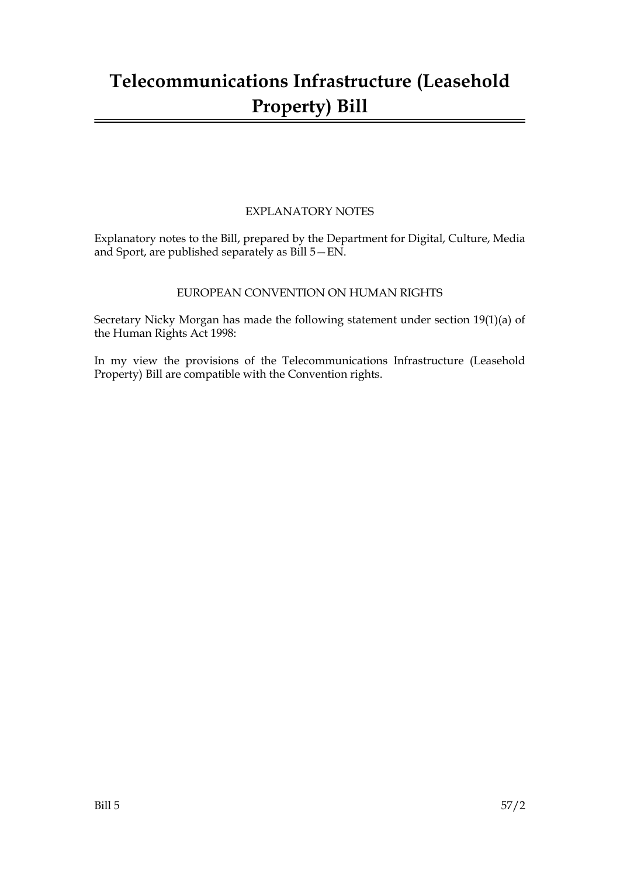# Telecommunications Infrastructure (Leasehold Property) Bill

## EXPLANATORY NOTES

Explanatory notes to the Bill, prepared by the Department for Digital, Culture, Media and Sport, are published separately as Bill 5—EN.

## EUROPEAN CONVENTION ON HUMAN RIGHTS

Secretary Nicky Morgan has made the following statement under section 19(1)(a) of the Human Rights Act 1998:

In my view the provisions of the Telecommunications Infrastructure (Leasehold Property) Bill are compatible with the Convention rights.

Bill 5 57/2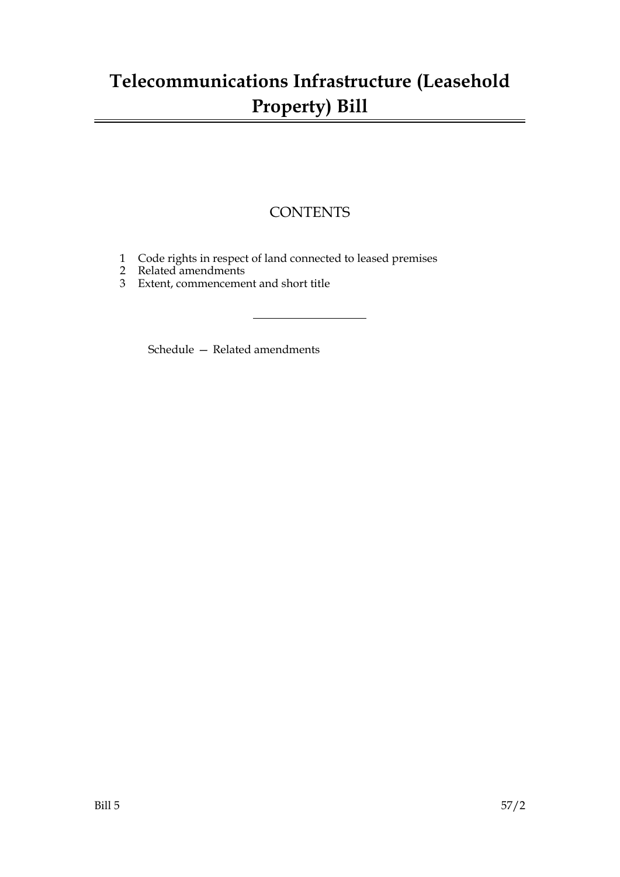# Telecommunications Infrastructure (Leasehold Property) Bill

## CONTENTS

1 Code rights in respect of land connected to leased premises
2 Related amendments
3 Extent, commencement and short title

Schedule — Related amendments

Bill 5 57/2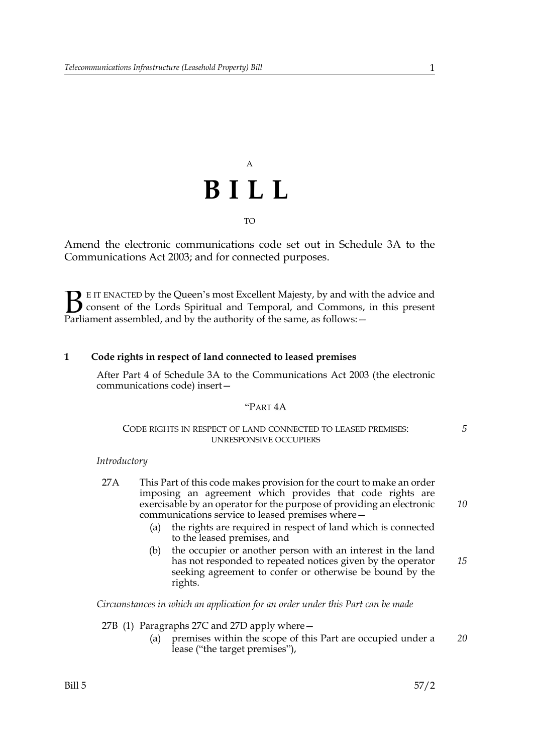A

# B I L L

TO

Amend the electronic communications code set out in Schedule 3A to the Communications Act 2003; and for connected purposes.

BE IT ENACTED by the Queen's most Excellent Majesty, by and with the advice and consent of the Lords Spiritual and Temporal, and Commons, in this present Parliament assembled, and by the authority of the same, as follows: —

## 1 Code rights in respect of land connected to leased premises

After Part 4 of Schedule 3A to the Communications Act 2003 (the electronic communications code) insert—

"PART 4A

CODE RIGHTS IN RESPECT OF LAND CONNECTED TO LEASED PREMISES: UNRESPONSIVE OCCUPIERS

*Introductory*

27A This Part of this code makes provision for the court to make an order imposing an agreement which provides that code rights are exercisable by an operator for the purpose of providing an electronic communications service to leased premises where—

(a) the rights are required in respect of land which is connected to the leased premises, and

(b) the occupier or another person with an interest in the land has not responded to repeated notices given by the operator seeking agreement to confer or otherwise be bound by the rights.

*Circumstances in which an application for an order under this Part can be made*

27B (1) Paragraphs 27C and 27D apply where—

(a) premises within the scope of this Part are occupied under a lease ("the target premises"),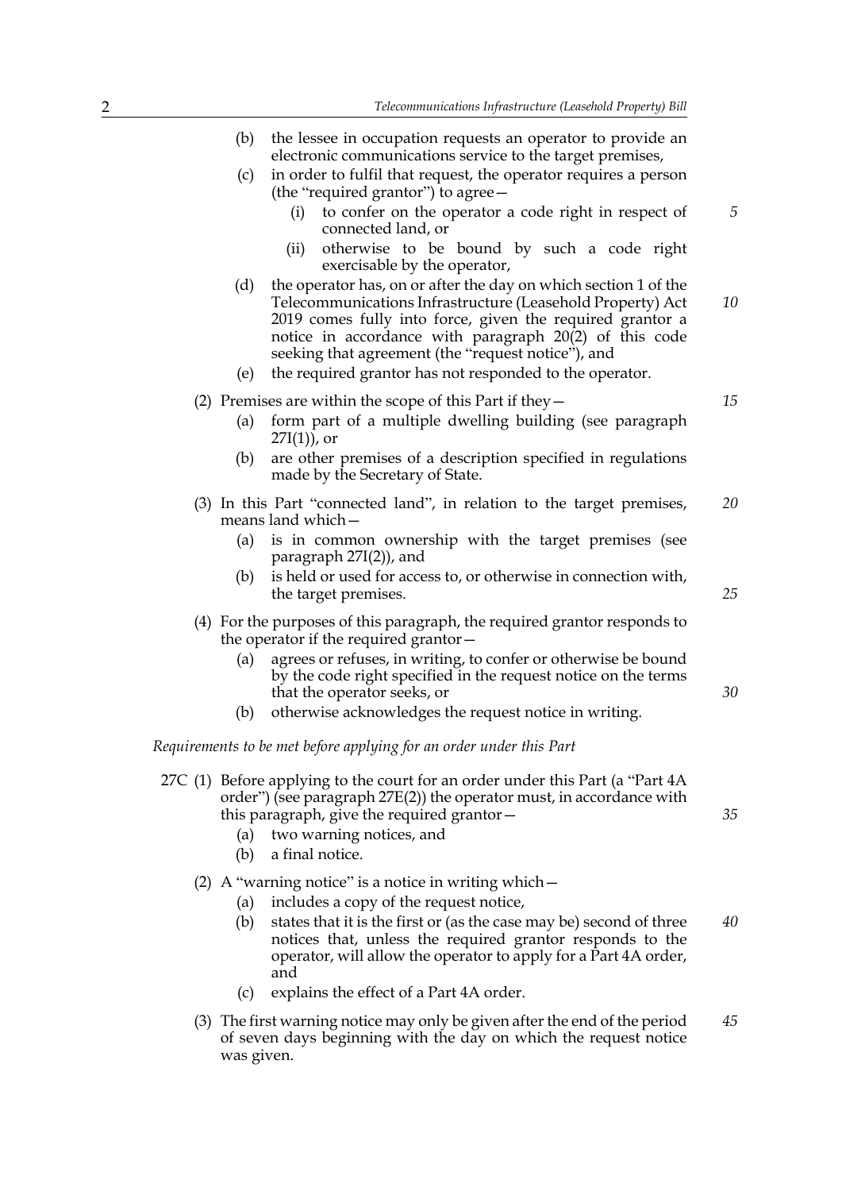(b) the lessee in occupation requests an operator to provide an electronic communications service to the target premises,

(c) in order to fulfil that request, the operator requires a person (the "required grantor") to agree—

(i) to confer on the operator a code right in respect of connected land, or

(ii) otherwise to be bound by such a code right exercisable by the operator,

(d) the operator has, on or after the day on which section 1 of the Telecommunications Infrastructure (Leasehold Property) Act 2019 comes fully into force, given the required grantor a notice in accordance with paragraph 20(2) of this code seeking that agreement (the "request notice"), and

(e) the required grantor has not responded to the operator.

(2) Premises are within the scope of this Part if they—

(a) form part of a multiple dwelling building (see paragraph 27I(1)), or

(b) are other premises of a description specified in regulations made by the Secretary of State.

(3) In this Part "connected land", in relation to the target premises, means land which—

(a) is in common ownership with the target premises (see paragraph 27I(2)), and

(b) is held or used for access to, or otherwise in connection with, the target premises.

(4) For the purposes of this paragraph, the required grantor responds to the operator if the required grantor—

(a) agrees or refuses, in writing, to confer or otherwise be bound by the code right specified in the request notice on the terms that the operator seeks, or

(b) otherwise acknowledges the request notice in writing.

*Requirements to be met before applying for an order under this Part*

27C (1) Before applying to the court for an order under this Part (a "Part 4A order") (see paragraph 27E(2)) the operator must, in accordance with this paragraph, give the required grantor—

(a) two warning notices, and

(b) a final notice.

(2) A "warning notice" is a notice in writing which—

(a) includes a copy of the request notice,

(b) states that it is the first or (as the case may be) second of three notices that, unless the required grantor responds to the operator, will allow the operator to apply for a Part 4A order, and

(c) explains the effect of a Part 4A order.

(3) The first warning notice may only be given after the end of the period of seven days beginning with the day on which the request notice was given.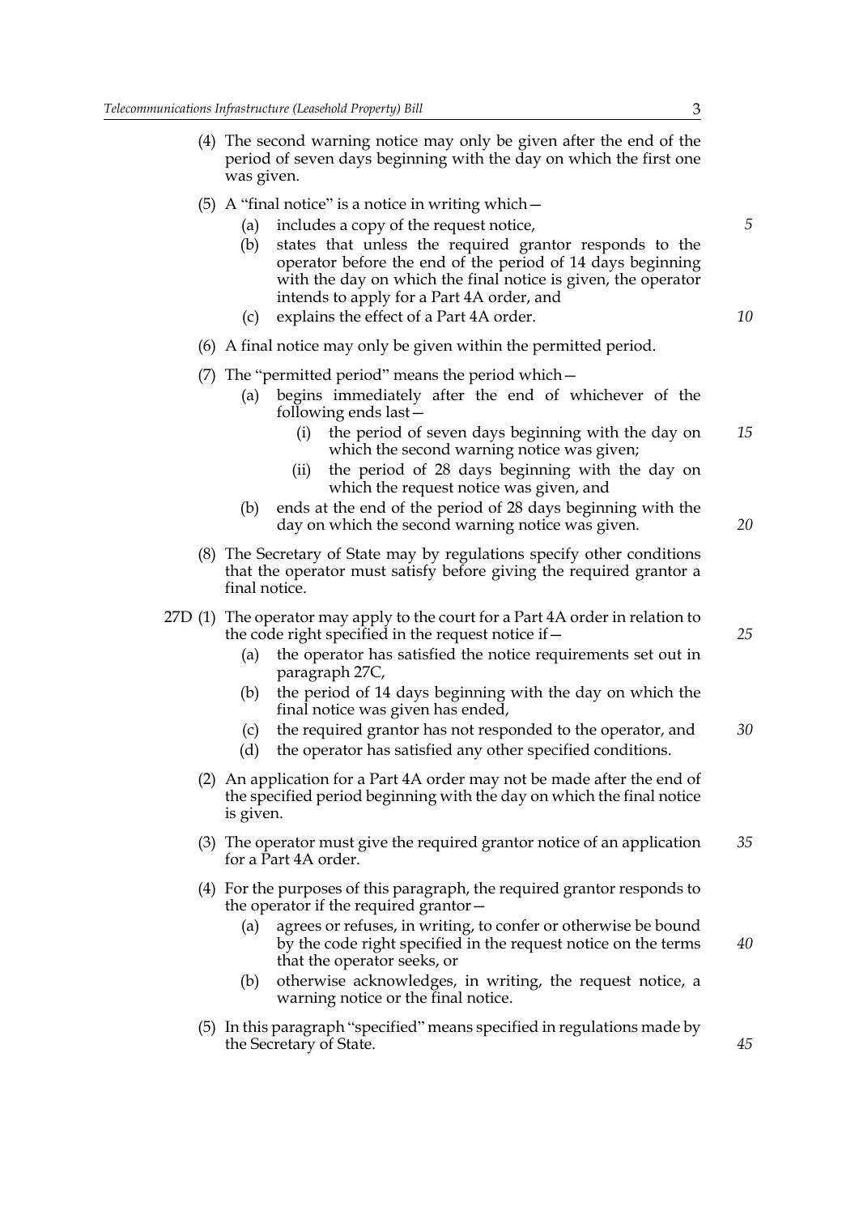(4) The second warning notice may only be given after the end of the period of seven days beginning with the day on which the first one was given.

(5) A "final notice" is a notice in writing which—

(a) includes a copy of the request notice,

(b) states that unless the required grantor responds to the operator before the end of the period of 14 days beginning with the day on which the final notice is given, the operator intends to apply for a Part 4A order, and

(c) explains the effect of a Part 4A order.

(6) A final notice may only be given within the permitted period.

(7) The "permitted period" means the period which—

(a) begins immediately after the end of whichever of the following ends last—

(i) the period of seven days beginning with the day on which the second warning notice was given;

(ii) the period of 28 days beginning with the day on which the request notice was given, and

(b) ends at the end of the period of 28 days beginning with the day on which the second warning notice was given.

(8) The Secretary of State may by regulations specify other conditions that the operator must satisfy before giving the required grantor a final notice.

27D (1) The operator may apply to the court for a Part 4A order in relation to the code right specified in the request notice if—

(a) the operator has satisfied the notice requirements set out in paragraph 27C,

(b) the period of 14 days beginning with the day on which the final notice was given has ended,

(c) the required grantor has not responded to the operator, and

(d) the operator has satisfied any other specified conditions.

(2) An application for a Part 4A order may not be made after the end of the specified period beginning with the day on which the final notice is given.

(3) The operator must give the required grantor notice of an application for a Part 4A order.

(4) For the purposes of this paragraph, the required grantor responds to the operator if the required grantor—

(a) agrees or refuses, in writing, to confer or otherwise be bound by the code right specified in the request notice on the terms that the operator seeks, or

(b) otherwise acknowledges, in writing, the request notice, a warning notice or the final notice.

(5) In this paragraph "specified" means specified in regulations made by the Secretary of State.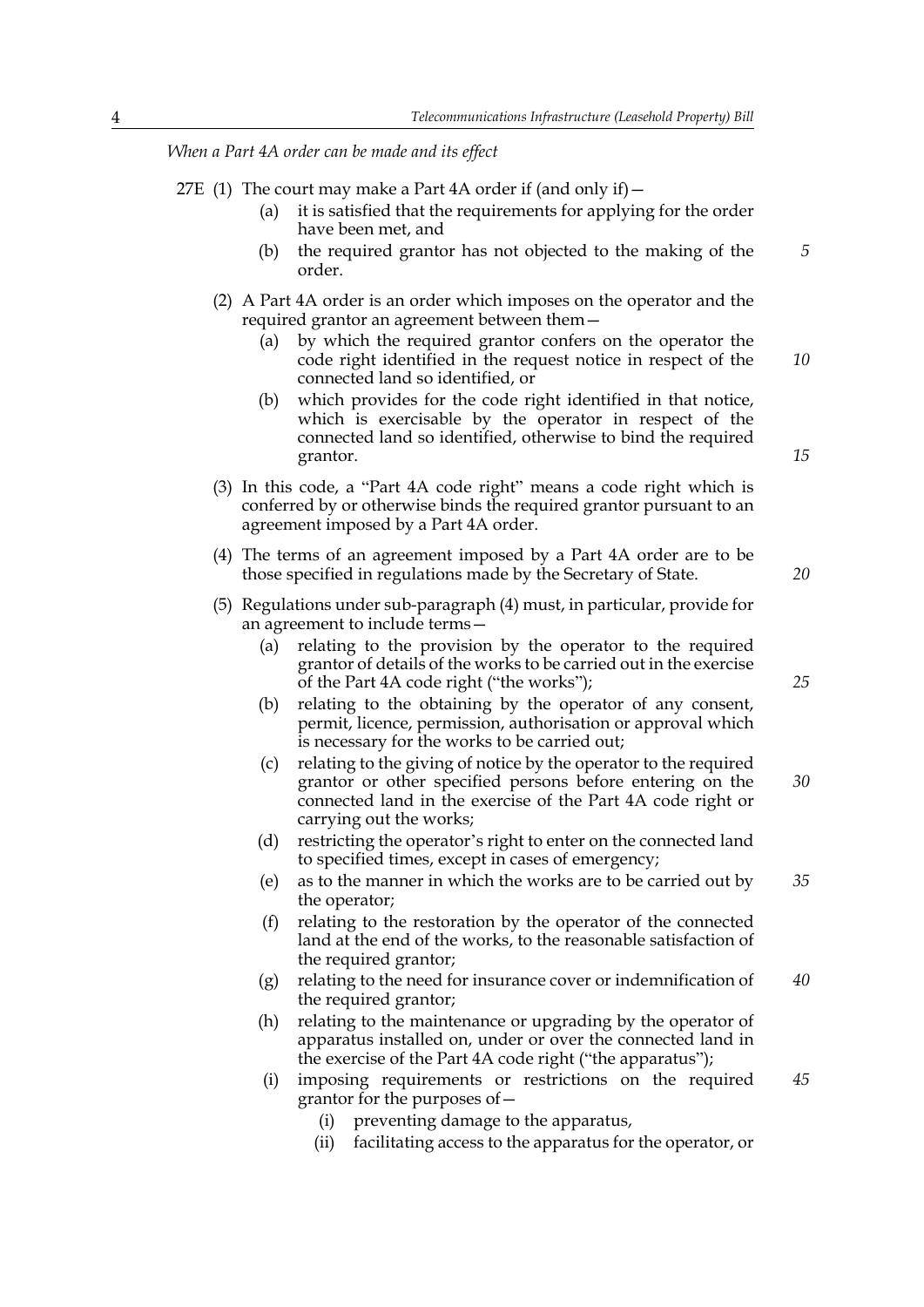*When a Part 4A order can be made and its effect*

27E (1) The court may make a Part 4A order if (and only if)—

(a) it is satisfied that the requirements for applying for the order have been met, and

(b) the required grantor has not objected to the making of the order.

(2) A Part 4A order is an order which imposes on the operator and the required grantor an agreement between them—

(a) by which the required grantor confers on the operator the code right identified in the request notice in respect of the connected land so identified, or

(b) which provides for the code right identified in that notice, which is exercisable by the operator in respect of the connected land so identified, otherwise to bind the required grantor.

(3) In this code, a "Part 4A code right" means a code right which is conferred by or otherwise binds the required grantor pursuant to an agreement imposed by a Part 4A order.

(4) The terms of an agreement imposed by a Part 4A order are to be those specified in regulations made by the Secretary of State.

(5) Regulations under sub-paragraph (4) must, in particular, provide for an agreement to include terms—

(a) relating to the provision by the operator to the required grantor of details of the works to be carried out in the exercise of the Part 4A code right ("the works");

(b) relating to the obtaining by the operator of any consent, permit, licence, permission, authorisation or approval which is necessary for the works to be carried out;

(c) relating to the giving of notice by the operator to the required grantor or other specified persons before entering on the connected land in the exercise of the Part 4A code right or carrying out the works;

(d) restricting the operator's right to enter on the connected land to specified times, except in cases of emergency;

(e) as to the manner in which the works are to be carried out by the operator;

(f) relating to the restoration by the operator of the connected land at the end of the works, to the reasonable satisfaction of the required grantor;

(g) relating to the need for insurance cover or indemnification of the required grantor;

(h) relating to the maintenance or upgrading by the operator of apparatus installed on, under or over the connected land in the exercise of the Part 4A code right ("the apparatus");

(i) imposing requirements or restrictions on the required grantor for the purposes of—

(i) preventing damage to the apparatus,

(ii) facilitating access to the apparatus for the operator, or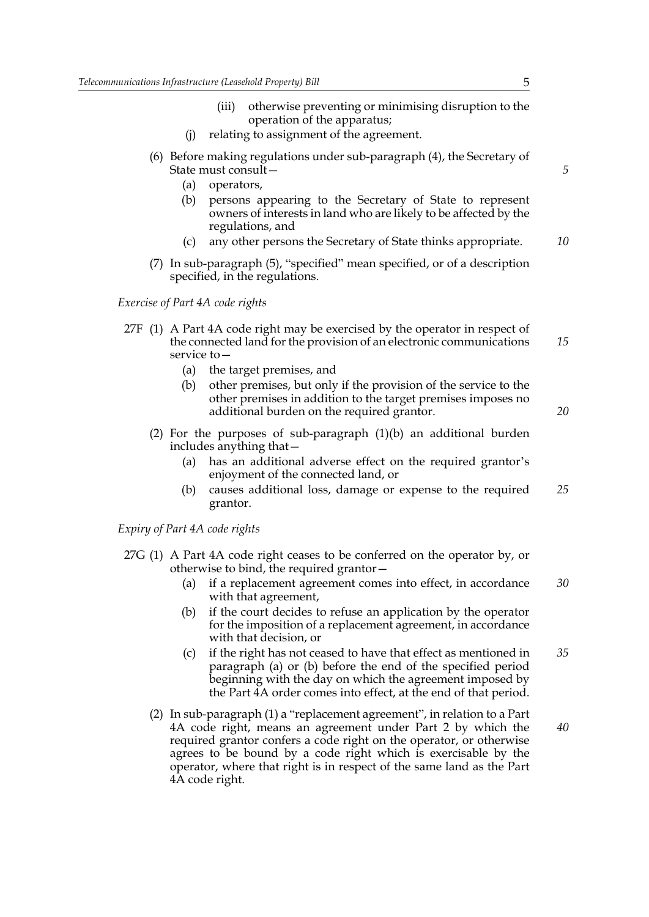(iii) otherwise preventing or minimising disruption to the operation of the apparatus;

(j) relating to assignment of the agreement.

(6) Before making regulations under sub-paragraph (4), the Secretary of State must consult—

(a) operators,

(b) persons appearing to the Secretary of State to represent owners of interests in land who are likely to be affected by the regulations, and

(c) any other persons the Secretary of State thinks appropriate.

(7) In sub-paragraph (5), "specified" mean specified, or of a description specified, in the regulations.

*Exercise of Part 4A code rights*

27F (1) A Part 4A code right may be exercised by the operator in respect of the connected land for the provision of an electronic communications service to—

(a) the target premises, and

(b) other premises, but only if the provision of the service to the other premises in addition to the target premises imposes no additional burden on the required grantor.

(2) For the purposes of sub-paragraph (1)(b) an additional burden includes anything that—

(a) has an additional adverse effect on the required grantor's enjoyment of the connected land, or

(b) causes additional loss, damage or expense to the required grantor.

*Expiry of Part 4A code rights*

27G (1) A Part 4A code right ceases to be conferred on the operator by, or otherwise to bind, the required grantor—

(a) if a replacement agreement comes into effect, in accordance with that agreement,

(b) if the court decides to refuse an application by the operator for the imposition of a replacement agreement, in accordance with that decision, or

(c) if the right has not ceased to have that effect as mentioned in paragraph (a) or (b) before the end of the specified period beginning with the day on which the agreement imposed by the Part 4A order comes into effect, at the end of that period.

(2) In sub-paragraph (1) a "replacement agreement", in relation to a Part 4A code right, means an agreement under Part 2 by which the required grantor confers a code right on the operator, or otherwise agrees to be bound by a code right which is exercisable by the operator, where that right is in respect of the same land as the Part 4A code right.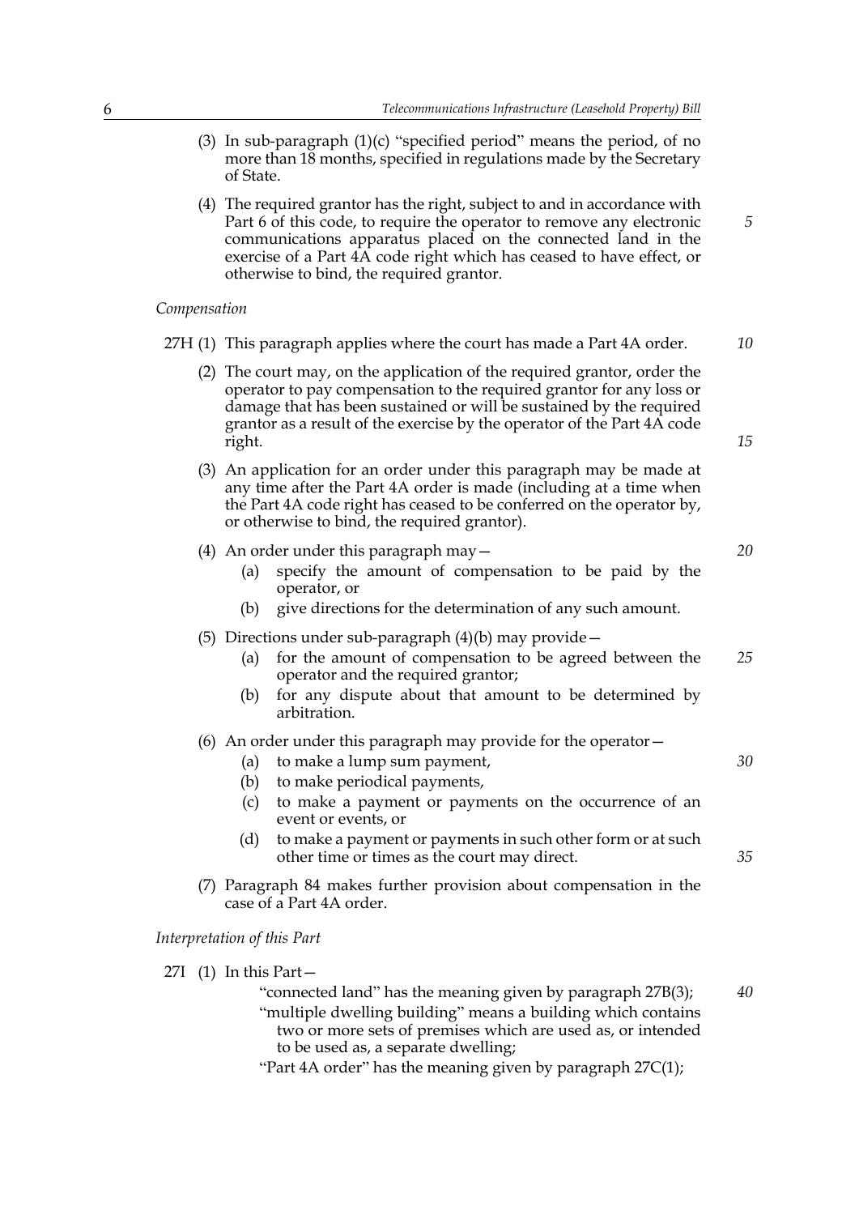(3) In sub-paragraph (1)(c) "specified period" means the period, of no more than 18 months, specified in regulations made by the Secretary of State.

(4) The required grantor has the right, subject to and in accordance with Part 6 of this code, to require the operator to remove any electronic communications apparatus placed on the connected land in the exercise of a Part 4A code right which has ceased to have effect, or otherwise to bind, the required grantor.

*Compensation*

27H (1) This paragraph applies where the court has made a Part 4A order.

(2) The court may, on the application of the required grantor, order the operator to pay compensation to the required grantor for any loss or damage that has been sustained or will be sustained by the required grantor as a result of the exercise by the operator of the Part 4A code right.

(3) An application for an order under this paragraph may be made at any time after the Part 4A order is made (including at a time when the Part 4A code right has ceased to be conferred on the operator by, or otherwise to bind, the required grantor).

(4) An order under this paragraph may—

- (a) specify the amount of compensation to be paid by the operator, or
- (b) give directions for the determination of any such amount.

(5) Directions under sub-paragraph (4)(b) may provide—

- (a) for the amount of compensation to be agreed between the operator and the required grantor;
- (b) for any dispute about that amount to be determined by arbitration.

(6) An order under this paragraph may provide for the operator—

- (a) to make a lump sum payment,
- (b) to make periodical payments,
- (c) to make a payment or payments on the occurrence of an event or events, or
- (d) to make a payment or payments in such other form or at such other time or times as the court may direct.

(7) Paragraph 84 makes further provision about compensation in the case of a Part 4A order.

*Interpretation of this Part*

27I (1) In this Part—

"connected land" has the meaning given by paragraph 27B(3);

"multiple dwelling building" means a building which contains two or more sets of premises which are used as, or intended to be used as, a separate dwelling;

"Part 4A order" has the meaning given by paragraph 27C(1);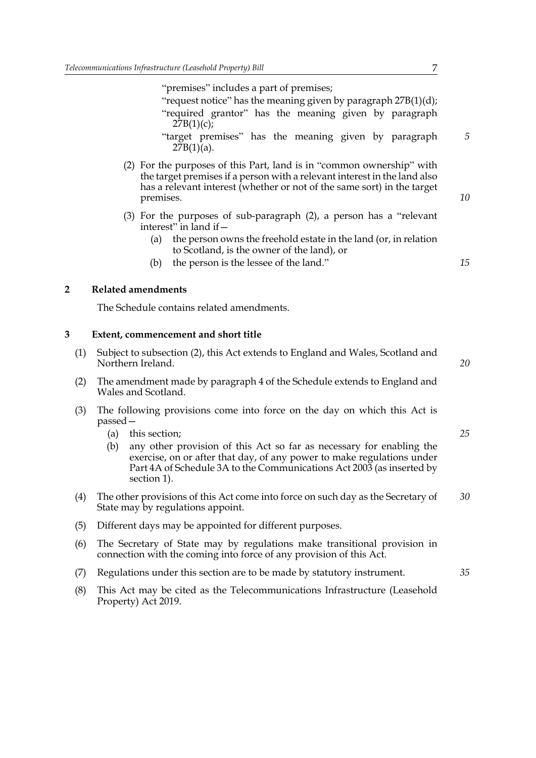"premises" includes a part of premises;

"request notice" has the meaning given by paragraph 27B(1)(d);

"required grantor" has the meaning given by paragraph 27B(1)(c);

"target premises" has the meaning given by paragraph 27B(1)(a).

(2) For the purposes of this Part, land is in "common ownership" with the target premises if a person with a relevant interest in the land also has a relevant interest (whether or not of the same sort) in the target premises.

(3) For the purposes of sub-paragraph (2), a person has a "relevant interest" in land if—

(a) the person owns the freehold estate in the land (or, in relation to Scotland, is the owner of the land), or

(b) the person is the lessee of the land."

## 2 Related amendments

The Schedule contains related amendments.

## 3 Extent, commencement and short title

(1) Subject to subsection (2), this Act extends to England and Wales, Scotland and Northern Ireland.

(2) The amendment made by paragraph 4 of the Schedule extends to England and Wales and Scotland.

(3) The following provisions come into force on the day on which this Act is passed—

(a) this section;

(b) any other provision of this Act so far as necessary for enabling the exercise, on or after that day, of any power to make regulations under Part 4A of Schedule 3A to the Communications Act 2003 (as inserted by section 1).

(4) The other provisions of this Act come into force on such day as the Secretary of State may by regulations appoint.

(5) Different days may be appointed for different purposes.

(6) The Secretary of State may by regulations make transitional provision in connection with the coming into force of any provision of this Act.

(7) Regulations under this section are to be made by statutory instrument.

(8) This Act may be cited as the Telecommunications Infrastructure (Leasehold Property) Act 2019.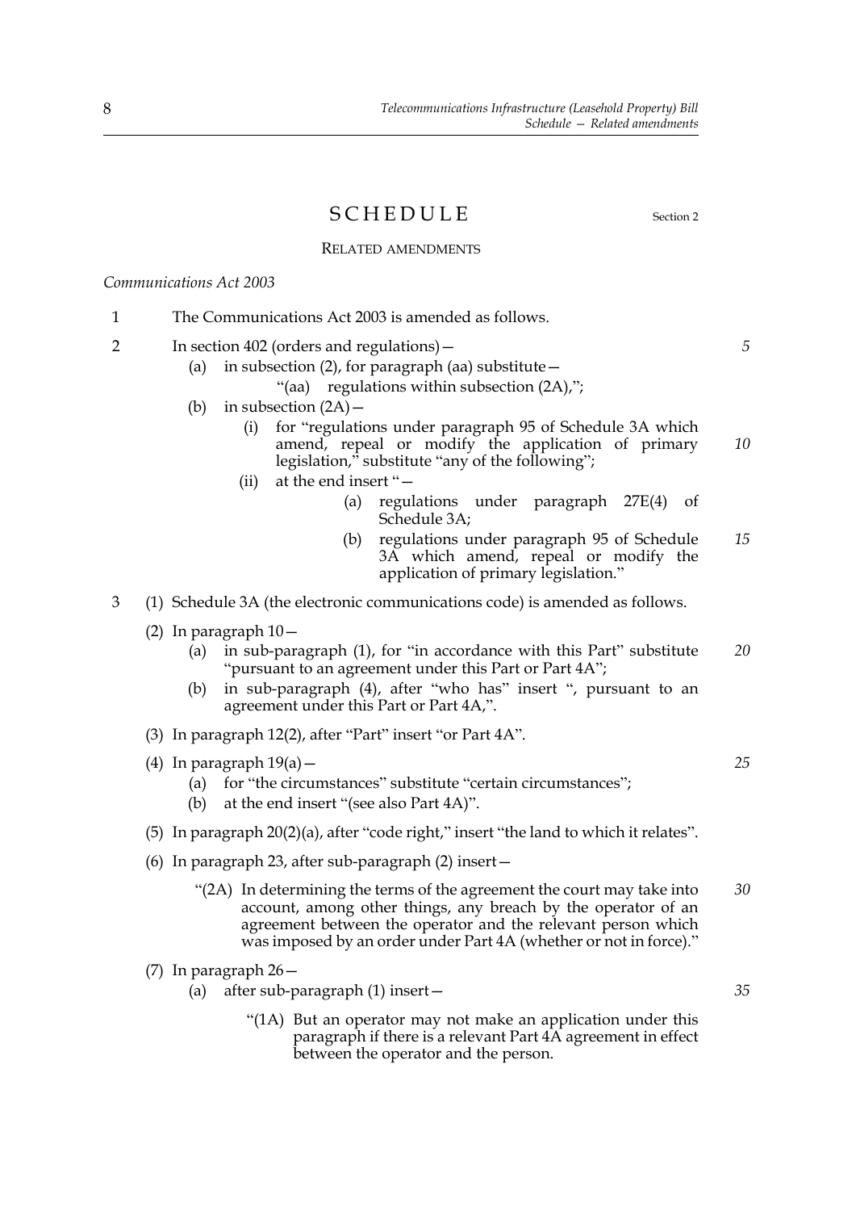# SCHEDULE

Section 2

RELATED AMENDMENTS

*Communications Act 2003*

1 The Communications Act 2003 is amended as follows.

2 In section 402 (orders and regulations)—

(a) in subsection (2), for paragraph (aa) substitute—

"(aa) regulations within subsection (2A),";

(b) in subsection (2A)—

(i) for "regulations under paragraph 95 of Schedule 3A which amend, repeal or modify the application of primary legislation," substitute "any of the following";

(ii) at the end insert "—

(a) regulations under paragraph 27E(4) of Schedule 3A;

(b) regulations under paragraph 95 of Schedule 3A which amend, repeal or modify the application of primary legislation."

3 (1) Schedule 3A (the electronic communications code) is amended as follows.

(2) In paragraph 10—

(a) in sub-paragraph (1), for "in accordance with this Part" substitute "pursuant to an agreement under this Part or Part 4A";

(b) in sub-paragraph (4), after "who has" insert ", pursuant to an agreement under this Part or Part 4A,".

(3) In paragraph 12(2), after "Part" insert "or Part 4A".

(4) In paragraph 19(a)—

(a) for "the circumstances" substitute "certain circumstances";

(b) at the end insert "(see also Part 4A)".

(5) In paragraph 20(2)(a), after "code right," insert "the land to which it relates".

(6) In paragraph 23, after sub-paragraph (2) insert—

"(2A) In determining the terms of the agreement the court may take into account, among other things, any breach by the operator of an agreement between the operator and the relevant person which was imposed by an order under Part 4A (whether or not in force)."

(7) In paragraph 26—

(a) after sub-paragraph (1) insert—

"(1A) But an operator may not make an application under this paragraph if there is a relevant Part 4A agreement in effect between the operator and the person.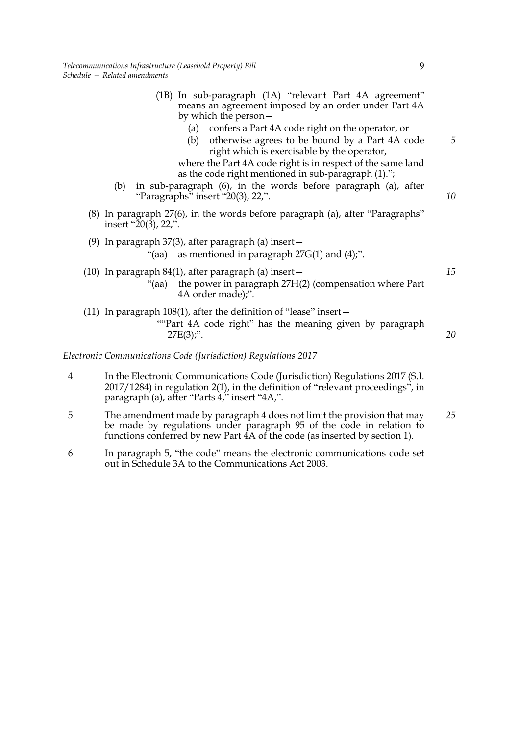(1B) In sub-paragraph (1A) "relevant Part 4A agreement" means an agreement imposed by an order under Part 4A by which the person—

(a) confers a Part 4A code right on the operator, or

(b) otherwise agrees to be bound by a Part 4A code right which is exercisable by the operator,

where the Part 4A code right is in respect of the same land as the code right mentioned in sub-paragraph (1).";

(b) in sub-paragraph (6), in the words before paragraph (a), after "Paragraphs" insert "20(3), 22,".

(8) In paragraph 27(6), in the words before paragraph (a), after "Paragraphs" insert "20(3), 22,".

(9) In paragraph 37(3), after paragraph (a) insert—

"(aa) as mentioned in paragraph 27G(1) and (4);".

(10) In paragraph 84(1), after paragraph (a) insert—

"(aa) the power in paragraph 27H(2) (compensation where Part 4A order made);".

(11) In paragraph 108(1), after the definition of "lease" insert—

""Part 4A code right" has the meaning given by paragraph 27E(3);".

*Electronic Communications Code (Jurisdiction) Regulations 2017*

4 In the Electronic Communications Code (Jurisdiction) Regulations 2017 (S.I. 2017/1284) in regulation 2(1), in the definition of "relevant proceedings", in paragraph (a), after "Parts 4," insert "4A,".

5 The amendment made by paragraph 4 does not limit the provision that may be made by regulations under paragraph 95 of the code in relation to functions conferred by new Part 4A of the code (as inserted by section 1).

6 In paragraph 5, "the code" means the electronic communications code set out in Schedule 3A to the Communications Act 2003.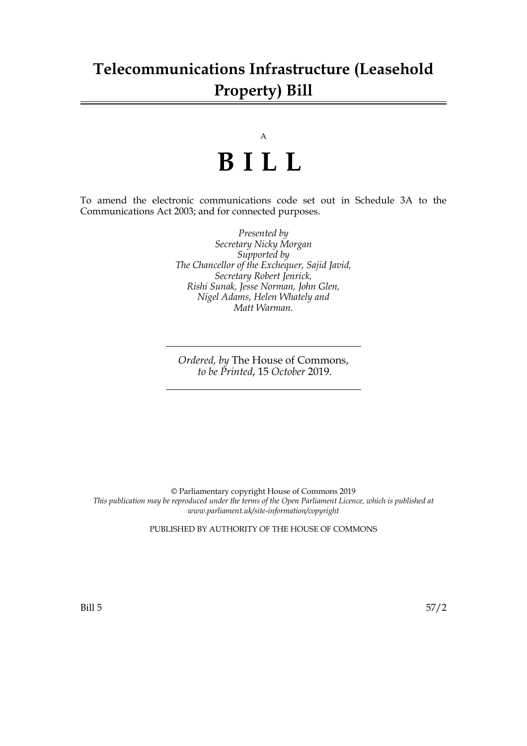# Telecommunications Infrastructure (Leasehold Property) Bill

A

# B I L L

To amend the electronic communications code set out in Schedule 3A to the Communications Act 2003; and for connected purposes.

*Presented by*
*Secretary Nicky Morgan*
*Supported by*
*The Chancellor of the Exchequer, Sajid Javid,*
*Secretary Robert Jenrick,*
*Rishi Sunak, Jesse Norman, John Glen,*
*Nigel Adams, Helen Whately and*
*Matt Warman.*

---

*Ordered, by* The House of Commons,
*to be Printed*, 15 *October* 2019.

---

© Parliamentary copyright House of Commons 2019
*This publication may be reproduced under the terms of the Open Parliament Licence, which is published at www.parliament.uk/site-information/copyright*

PUBLISHED BY AUTHORITY OF THE HOUSE OF COMMONS

Bill 5 57/2